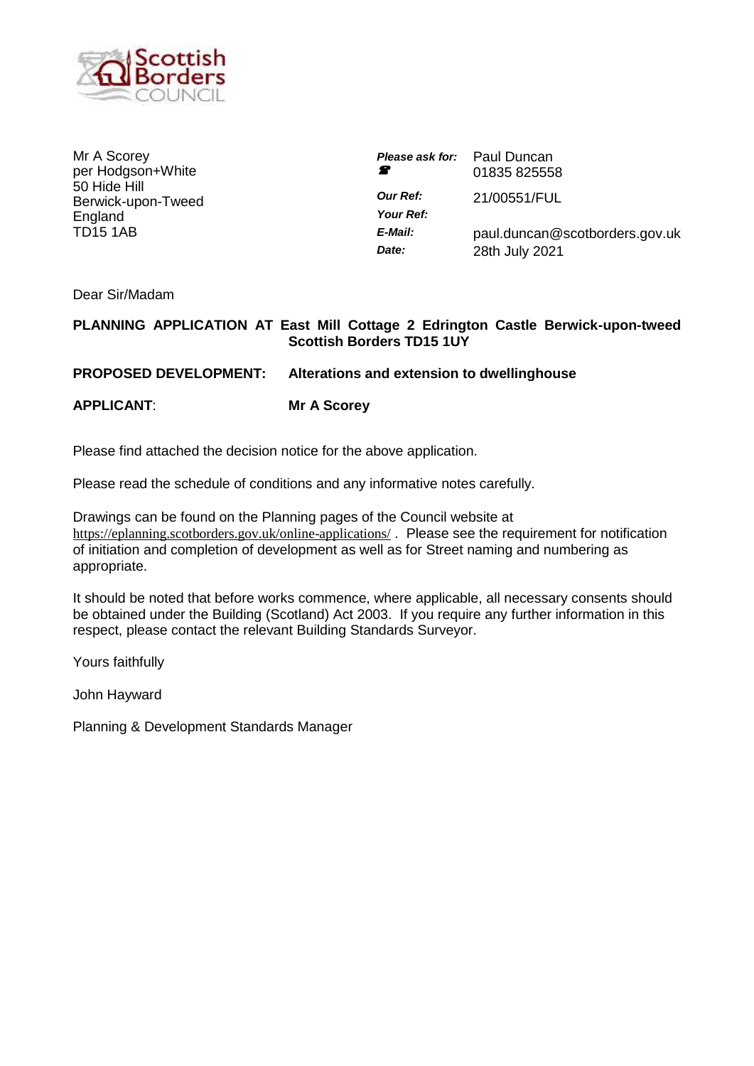Mr A Scorey
per Hodgson+White
50 Hide Hill
Berwick-upon-Tweed
England
TD15 1AB

| | |
|---|---|
| ***Please ask for:*** | Paul Duncan |
| ☎ | 01835 825558 |
| ***Our Ref:*** | 21/00551/FUL |
| ***Your Ref:*** | |
| ***E-Mail:*** | paul.duncan@scotborders.gov.uk |
| ***Date:*** | 28th July 2021 |

Dear Sir/Madam

**PLANNING APPLICATION AT East Mill Cottage 2 Edrington Castle Berwick-upon-tweed Scottish Borders TD15 1UY**

**PROPOSED DEVELOPMENT: Alterations and extension to dwellinghouse**

**APPLICANT: Mr A Scorey**

Please find attached the decision notice for the above application.

Please read the schedule of conditions and any informative notes carefully.

Drawings can be found on the Planning pages of the Council website at https://eplanning.scotborders.gov.uk/online-applications/ . Please see the requirement for notification of initiation and completion of development as well as for Street naming and numbering as appropriate.

It should be noted that before works commence, where applicable, all necessary consents should be obtained under the Building (Scotland) Act 2003. If you require any further information in this respect, please contact the relevant Building Standards Surveyor.

Yours faithfully

John Hayward

Planning & Development Standards Manager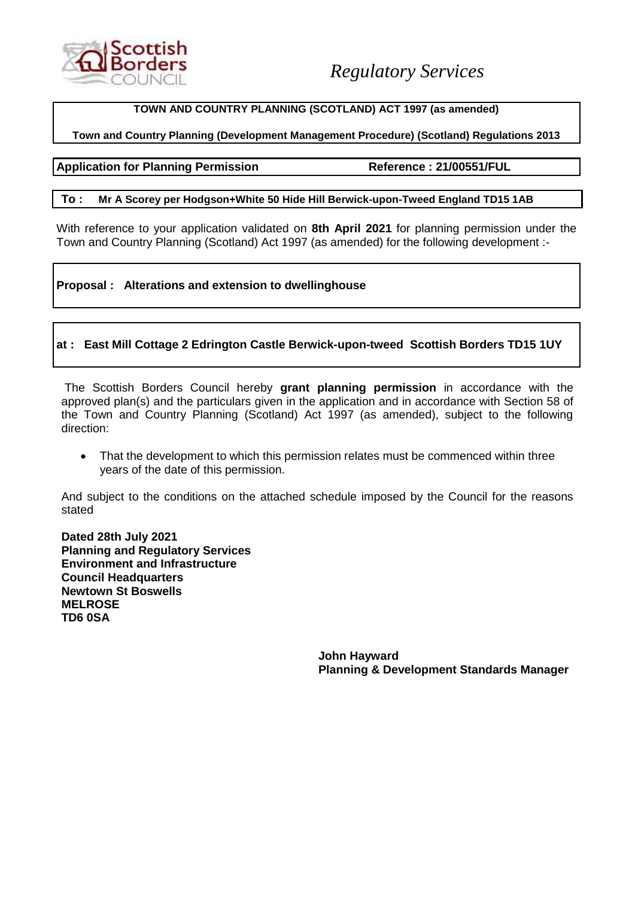Scottish Borders COUNCIL

*Regulatory Services*

**TOWN AND COUNTRY PLANNING (SCOTLAND) ACT 1997 (as amended)**

**Town and Country Planning (Development Management Procedure) (Scotland) Regulations 2013**

**Application for Planning Permission** **Reference : 21/00551/FUL**

**To : Mr A Scorey per Hodgson+White 50 Hide Hill Berwick-upon-Tweed England TD15 1AB**

With reference to your application validated on **8th April 2021** for planning permission under the Town and Country Planning (Scotland) Act 1997 (as amended) for the following development :-

**Proposal : Alterations and extension to dwellinghouse**

**at : East Mill Cottage 2 Edrington Castle Berwick-upon-tweed Scottish Borders TD15 1UY**

The Scottish Borders Council hereby **grant planning permission** in accordance with the approved plan(s) and the particulars given in the application and in accordance with Section 58 of the Town and Country Planning (Scotland) Act 1997 (as amended), subject to the following direction:

- That the development to which this permission relates must be commenced within three years of the date of this permission.

And subject to the conditions on the attached schedule imposed by the Council for the reasons stated

**Dated 28th July 2021**
**Planning and Regulatory Services**
**Environment and Infrastructure**
**Council Headquarters**
**Newtown St Boswells**
**MELROSE**
**TD6 0SA**

**John Hayward**
**Planning & Development Standards Manager**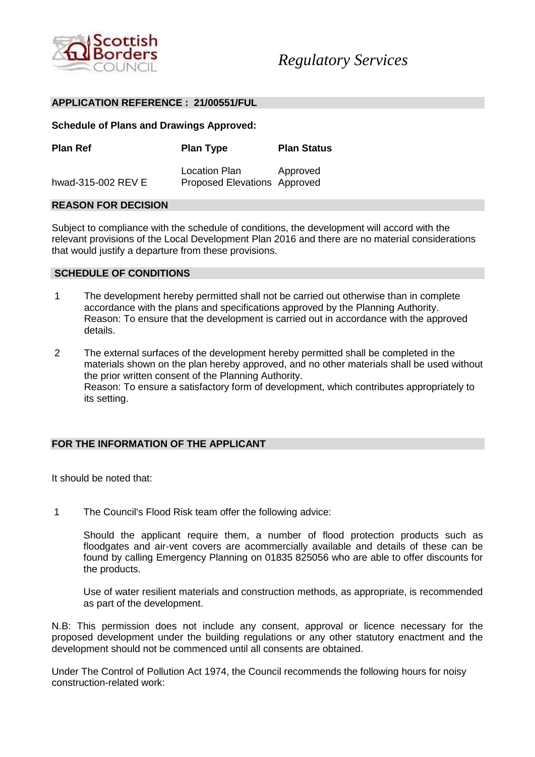Scottish Borders Council

*Regulatory Services*

## APPLICATION REFERENCE : 21/00551/FUL

**Schedule of Plans and Drawings Approved:**

| Plan Ref | Plan Type | Plan Status |
|---|---|---|
| | Location Plan | Approved |
| hwad-315-002 REV E | Proposed Elevations | Approved |

## REASON FOR DECISION

Subject to compliance with the schedule of conditions, the development will accord with the relevant provisions of the Local Development Plan 2016 and there are no material considerations that would justify a departure from these provisions.

## SCHEDULE OF CONDITIONS

1 The development hereby permitted shall not be carried out otherwise than in complete accordance with the plans and specifications approved by the Planning Authority.
Reason: To ensure that the development is carried out in accordance with the approved details.

2 The external surfaces of the development hereby permitted shall be completed in the materials shown on the plan hereby approved, and no other materials shall be used without the prior written consent of the Planning Authority.
Reason: To ensure a satisfactory form of development, which contributes appropriately to its setting.

## FOR THE INFORMATION OF THE APPLICANT

It should be noted that:

1 The Council's Flood Risk team offer the following advice:

Should the applicant require them, a number of flood protection products such as floodgates and air-vent covers are acommercially available and details of these can be found by calling Emergency Planning on 01835 825056 who are able to offer discounts for the products.

Use of water resilient materials and construction methods, as appropriate, is recommended as part of the development.

N.B: This permission does not include any consent, approval or licence necessary for the proposed development under the building regulations or any other statutory enactment and the development should not be commenced until all consents are obtained.

Under The Control of Pollution Act 1974, the Council recommends the following hours for noisy construction-related work: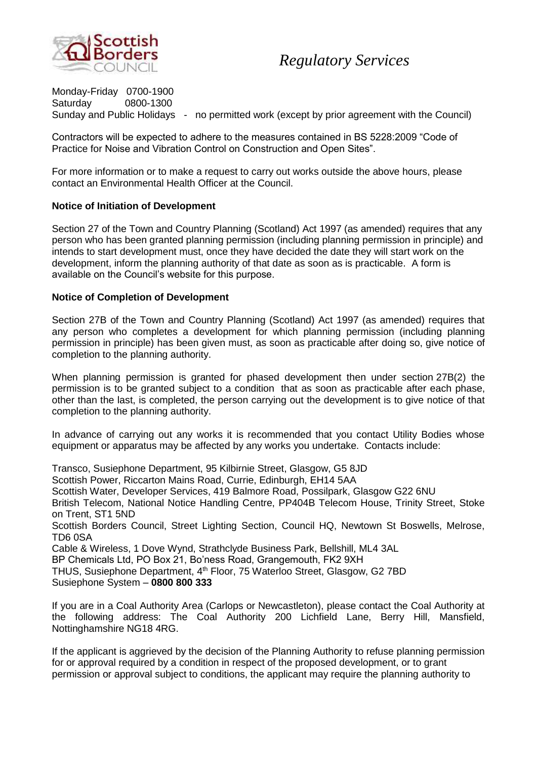Monday-Friday 0700-1900
Saturday 0800-1300
Sunday and Public Holidays - no permitted work (except by prior agreement with the Council)

Contractors will be expected to adhere to the measures contained in BS 5228:2009 "Code of Practice for Noise and Vibration Control on Construction and Open Sites".

For more information or to make a request to carry out works outside the above hours, please contact an Environmental Health Officer at the Council.

**Notice of Initiation of Development**

Section 27 of the Town and Country Planning (Scotland) Act 1997 (as amended) requires that any person who has been granted planning permission (including planning permission in principle) and intends to start development must, once they have decided the date they will start work on the development, inform the planning authority of that date as soon as is practicable. A form is available on the Council's website for this purpose.

**Notice of Completion of Development**

Section 27B of the Town and Country Planning (Scotland) Act 1997 (as amended) requires that any person who completes a development for which planning permission (including planning permission in principle) has been given must, as soon as practicable after doing so, give notice of completion to the planning authority.

When planning permission is granted for phased development then under section 27B(2) the permission is to be granted subject to a condition that as soon as practicable after each phase, other than the last, is completed, the person carrying out the development is to give notice of that completion to the planning authority.

In advance of carrying out any works it is recommended that you contact Utility Bodies whose equipment or apparatus may be affected by any works you undertake. Contacts include:

Transco, Susiephone Department, 95 Kilbirnie Street, Glasgow, G5 8JD
Scottish Power, Riccarton Mains Road, Currie, Edinburgh, EH14 5AA
Scottish Water, Developer Services, 419 Balmore Road, Possilpark, Glasgow G22 6NU
British Telecom, National Notice Handling Centre, PP404B Telecom House, Trinity Street, Stoke on Trent, ST1 5ND
Scottish Borders Council, Street Lighting Section, Council HQ, Newtown St Boswells, Melrose, TD6 0SA
Cable & Wireless, 1 Dove Wynd, Strathclyde Business Park, Bellshill, ML4 3AL
BP Chemicals Ltd, PO Box 21, Bo'ness Road, Grangemouth, FK2 9XH
THUS, Susiephone Department, 4th Floor, 75 Waterloo Street, Glasgow, G2 7BD
Susiephone System – **0800 800 333**

If you are in a Coal Authority Area (Carlops or Newcastleton), please contact the Coal Authority at the following address: The Coal Authority 200 Lichfield Lane, Berry Hill, Mansfield, Nottinghamshire NG18 4RG.

If the applicant is aggrieved by the decision of the Planning Authority to refuse planning permission for or approval required by a condition in respect of the proposed development, or to grant permission or approval subject to conditions, the applicant may require the planning authority to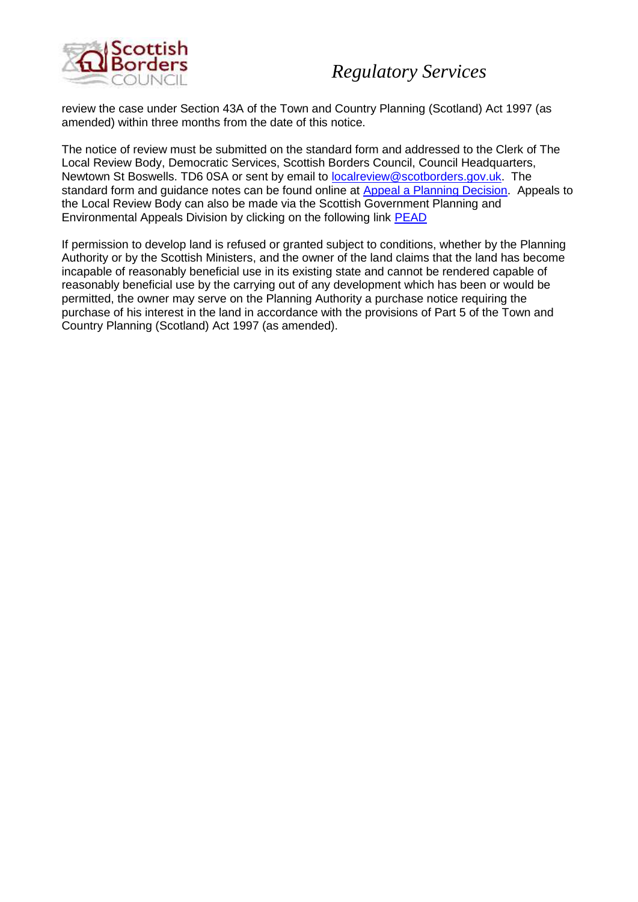review the case under Section 43A of the Town and Country Planning (Scotland) Act 1997 (as amended) within three months from the date of this notice.

The notice of review must be submitted on the standard form and addressed to the Clerk of The Local Review Body, Democratic Services, Scottish Borders Council, Council Headquarters, Newtown St Boswells. TD6 0SA or sent by email to localreview@scotborders.gov.uk. The standard form and guidance notes can be found online at Appeal a Planning Decision. Appeals to the Local Review Body can also be made via the Scottish Government Planning and Environmental Appeals Division by clicking on the following link PEAD

If permission to develop land is refused or granted subject to conditions, whether by the Planning Authority or by the Scottish Ministers, and the owner of the land claims that the land has become incapable of reasonably beneficial use in its existing state and cannot be rendered capable of reasonably beneficial use by the carrying out of any development which has been or would be permitted, the owner may serve on the Planning Authority a purchase notice requiring the purchase of his interest in the land in accordance with the provisions of Part 5 of the Town and Country Planning (Scotland) Act 1997 (as amended).